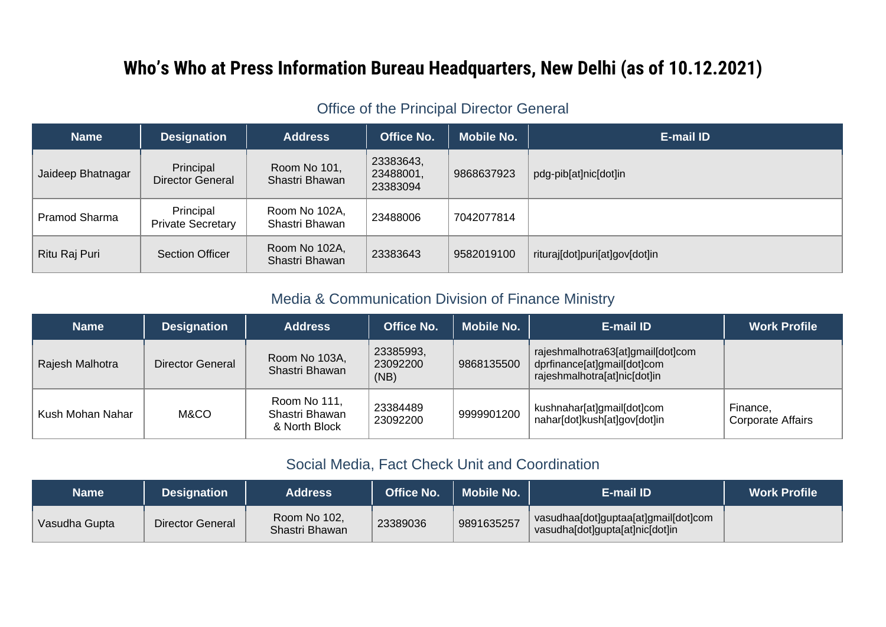# Who's Who at Press Information Bureau Headquarters, New Delhi (as of 10.12.2021)

## Office of the Principal Director General

| Name | Designation | Address | Office No. | Mobile No. | E-mail ID |
|---|---|---|---|---|---|
| Jaideep Bhatnagar | Principal Director General | Room No 101, Shastri Bhawan | 23383643, 23488001, 23383094 | 9868637923 | pdg-pib[at]nic[dot]in |
| Pramod Sharma | Principal Private Secretary | Room No 102A, Shastri Bhawan | 23488006 | 7042077814 | |
| Ritu Raj Puri | Section Officer | Room No 102A, Shastri Bhawan | 23383643 | 9582019100 | rituraj[dot]puri[at]gov[dot]in |

## Media & Communication Division of Finance Ministry

| Name | Designation | Address | Office No. | Mobile No. | E-mail ID | Work Profile |
|---|---|---|---|---|---|---|
| Rajesh Malhotra | Director General | Room No 103A, Shastri Bhawan | 23385993, 23092200 (NB) | 9868135500 | rajeshmalhotra63[at]gmail[dot]com dprfinance[at]gmail[dot]com rajeshmalhotra[at]nic[dot]in | |
| Kush Mohan Nahar | M&CO | Room No 111, Shastri Bhawan & North Block | 23384489 23092200 | 9999901200 | kushnahar[at]gmail[dot]com nahar[dot]kush[at]gov[dot]in | Finance, Corporate Affairs |

## Social Media, Fact Check Unit and Coordination

| Name | Designation | Address | Office No. | Mobile No. | E-mail ID | Work Profile |
|---|---|---|---|---|---|---|
| Vasudha Gupta | Director General | Room No 102, Shastri Bhawan | 23389036 | 9891635257 | vasudhaa[dot]guptaa[at]gmail[dot]com vasudha[dot]gupta[at]nic[dot]in | |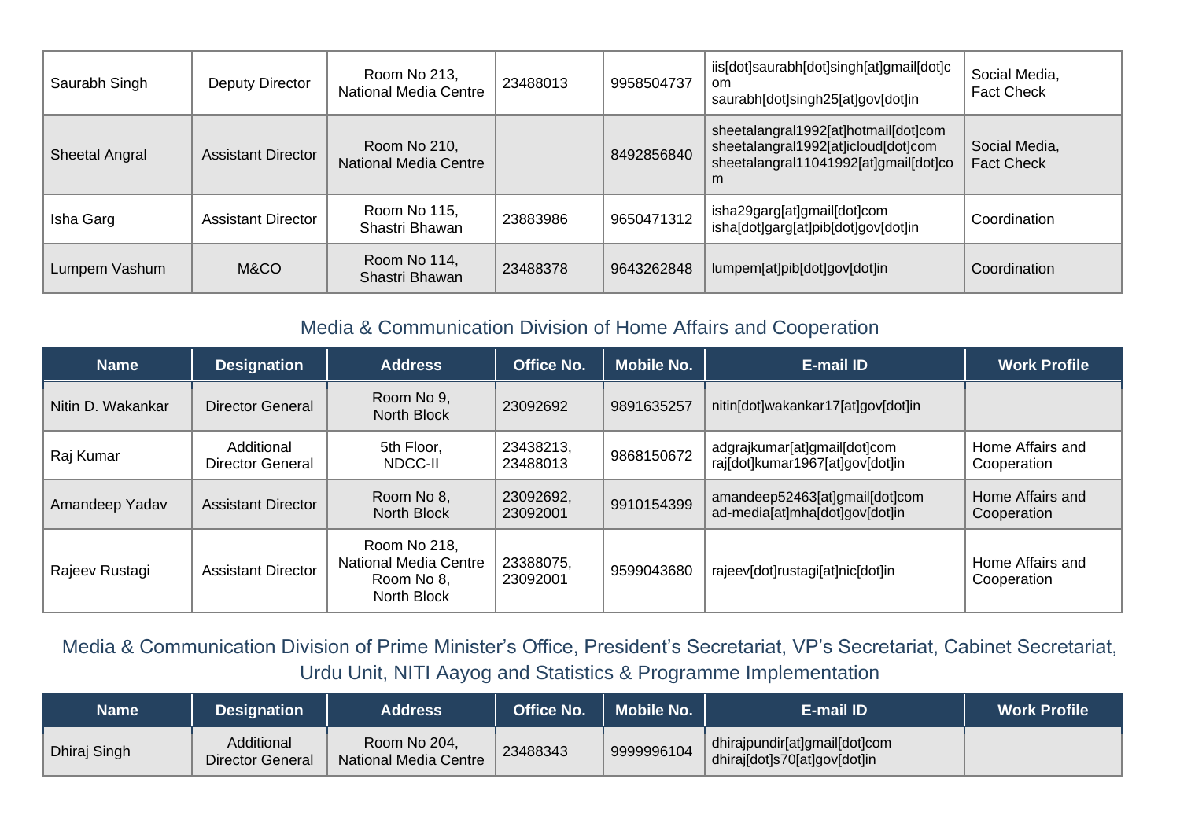| Name | Designation | Address | Office No. | Mobile No. | E-mail ID | Work Profile |
|---|---|---|---|---|---|---|
| Saurabh Singh | Deputy Director | Room No 213, National Media Centre | 23488013 | 9958504737 | iis[dot]saurabh[dot]singh[at]gmail[dot]com saurabh[dot]singh25[at]gov[dot]in | Social Media, Fact Check |
| Sheetal Angral | Assistant Director | Room No 210, National Media Centre | | 8492856840 | sheetalangral1992[at]hotmail[dot]com sheetalangral1992[at]icloud[dot]com sheetalangral11041992[at]gmail[dot]com | Social Media, Fact Check |
| Isha Garg | Assistant Director | Room No 115, Shastri Bhawan | 23883986 | 9650471312 | isha29garg[at]gmail[dot]com isha[dot]garg[at]pib[dot]gov[dot]in | Coordination |
| Lumpem Vashum | M&CO | Room No 114, Shastri Bhawan | 23488378 | 9643262848 | lumpem[at]pib[dot]gov[dot]in | Coordination |

## Media & Communication Division of Home Affairs and Cooperation

| Name | Designation | Address | Office No. | Mobile No. | E-mail ID | Work Profile |
|---|---|---|---|---|---|---|
| Nitin D. Wakankar | Director General | Room No 9, North Block | 23092692 | 9891635257 | nitin[dot]wakankar17[at]gov[dot]in | |
| Raj Kumar | Additional Director General | 5th Floor, NDCC-II | 23438213, 23488013 | 9868150672 | adgrajkumar[at]gmail[dot]com raj[dot]kumar1967[at]gov[dot]in | Home Affairs and Cooperation |
| Amandeep Yadav | Assistant Director | Room No 8, North Block | 23092692, 23092001 | 9910154399 | amandeep52463[at]gmail[dot]com ad-media[at]mha[dot]gov[dot]in | Home Affairs and Cooperation |
| Rajeev Rustagi | Assistant Director | Room No 218, National Media Centre Room No 8, North Block | 23388075, 23092001 | 9599043680 | rajeev[dot]rustagi[at]nic[dot]in | Home Affairs and Cooperation |

## Media & Communication Division of Prime Minister's Office, President's Secretariat, VP's Secretariat, Cabinet Secretariat, Urdu Unit, NITI Aayog and Statistics & Programme Implementation

| Name | Designation | Address | Office No. | Mobile No. | E-mail ID | Work Profile |
|---|---|---|---|---|---|---|
| Dhiraj Singh | Additional Director General | Room No 204, National Media Centre | 23488343 | 9999996104 | dhirajpundir[at]gmail[dot]com dhiraj[dot]s70[at]gov[dot]in | |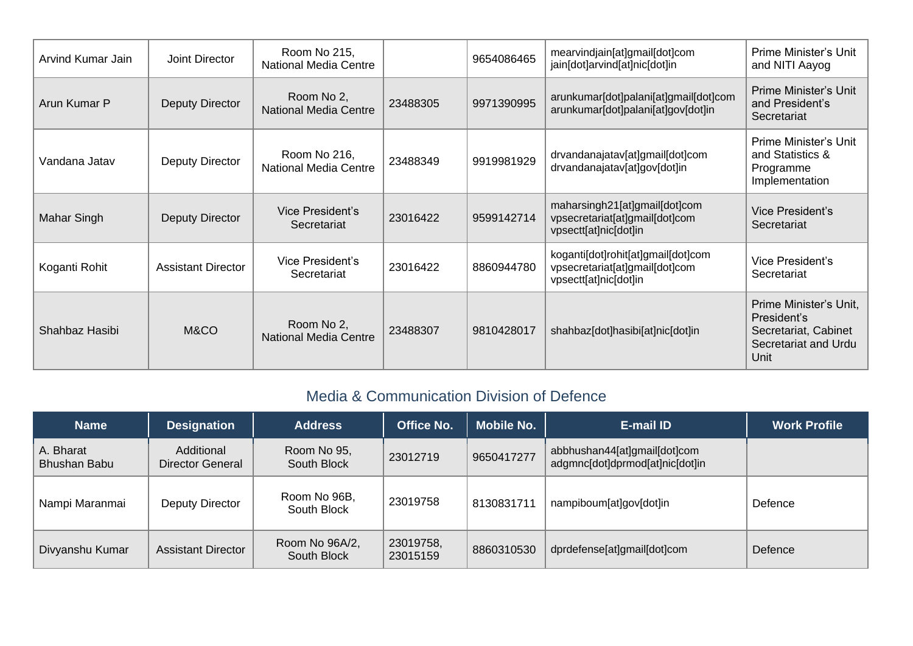| | | | | | | |
|---|---|---|---|---|---|---|
| Arvind Kumar Jain | Joint Director | Room No 215, National Media Centre | | 9654086465 | mearvindjain[at]gmail[dot]com jain[dot]arvind[at]nic[dot]in | Prime Minister's Unit and NITI Aayog |
| Arun Kumar P | Deputy Director | Room No 2, National Media Centre | 23488305 | 9971390995 | arunkumar[dot]palani[at]gmail[dot]com arunkumar[dot]palani[at]gov[dot]in | Prime Minister's Unit and President's Secretariat |
| Vandana Jatav | Deputy Director | Room No 216, National Media Centre | 23488349 | 9919981929 | drvandanajatav[at]gmail[dot]com drvandanajatav[at]gov[dot]in | Prime Minister's Unit and Statistics & Programme Implementation |
| Mahar Singh | Deputy Director | Vice President's Secretariat | 23016422 | 9599142714 | maharsingh21[at]gmail[dot]com vpsecretariat[at]gmail[dot]com vpsectt[at]nic[dot]in | Vice President's Secretariat |
| Koganti Rohit | Assistant Director | Vice President's Secretariat | 23016422 | 8860944780 | koganti[dot]rohit[at]gmail[dot]com vpsecretariat[at]gmail[dot]com vpsectt[at]nic[dot]in | Vice President's Secretariat |
| Shahbaz Hasibi | M&CO | Room No 2, National Media Centre | 23488307 | 9810428017 | shahbaz[dot]hasibi[at]nic[dot]in | Prime Minister's Unit, President's Secretariat, Cabinet Secretariat and Urdu Unit |

## Media & Communication Division of Defence

| Name | Designation | Address | Office No. | Mobile No. | E-mail ID | Work Profile |
|---|---|---|---|---|---|---|
| A. Bharat Bhushan Babu | Additional Director General | Room No 95, South Block | 23012719 | 9650417277 | abbhushan44[at]gmail[dot]com adgmnc[dot]dprmod[at]nic[dot]in | |
| Nampi Maranmai | Deputy Director | Room No 96B, South Block | 23019758 | 8130831711 | nampiboum[at]gov[dot]in | Defence |
| Divyanshu Kumar | Assistant Director | Room No 96A/2, South Block | 23019758, 23015159 | 8860310530 | dprdefense[at]gmail[dot]com | Defence |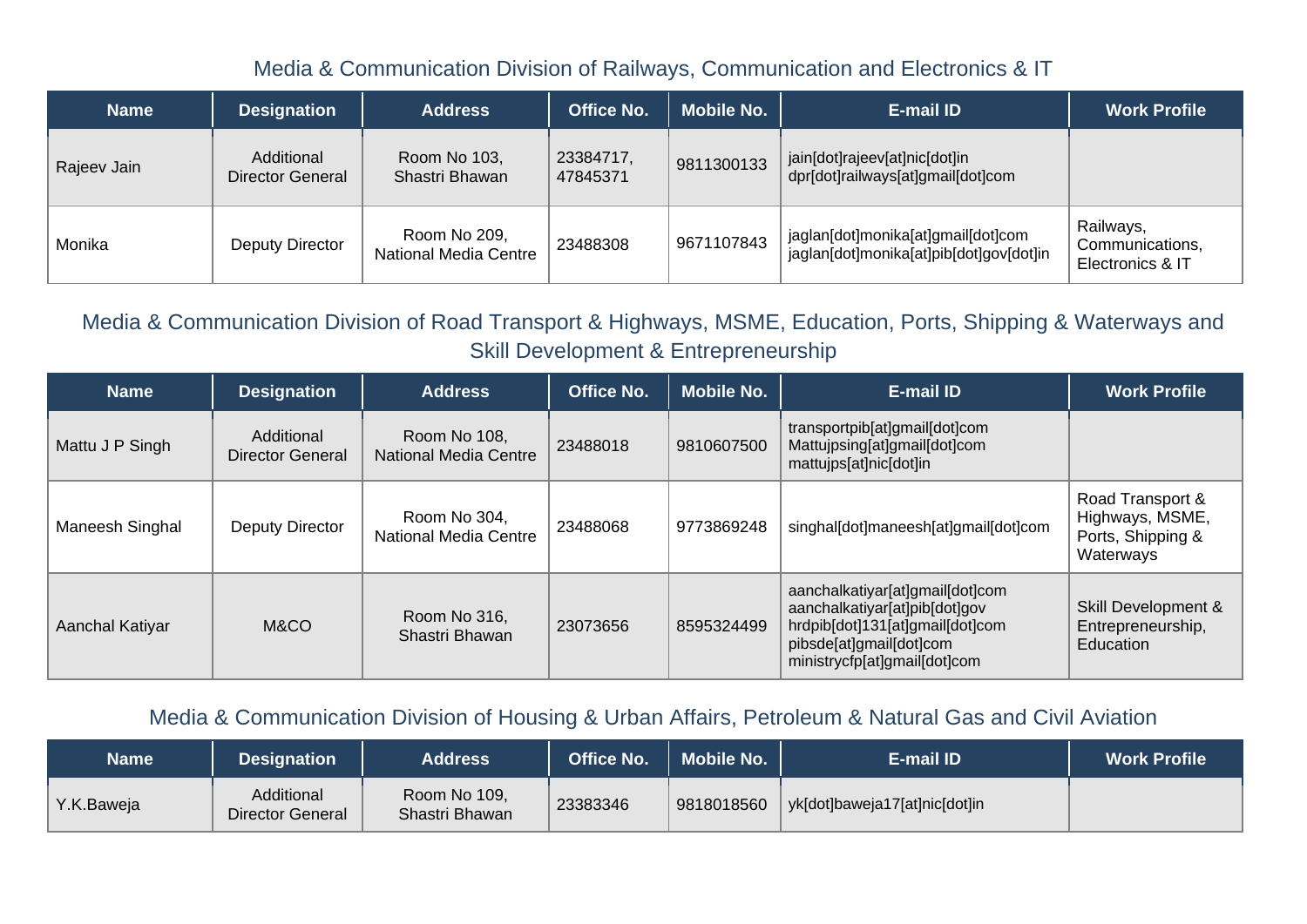## Media & Communication Division of Railways, Communication and Electronics & IT

| Name | Designation | Address | Office No. | Mobile No. | E-mail ID | Work Profile |
|---|---|---|---|---|---|---|
| Rajeev Jain | Additional Director General | Room No 103, Shastri Bhawan | 23384717, 47845371 | 9811300133 | jain[dot]rajeev[at]nic[dot]in dpr[dot]railways[at]gmail[dot]com | |
| Monika | Deputy Director | Room No 209, National Media Centre | 23488308 | 9671107843 | jaglan[dot]monika[at]gmail[dot]com jaglan[dot]monika[at]pib[dot]gov[dot]in | Railways, Communications, Electronics & IT |

## Media & Communication Division of Road Transport & Highways, MSME, Education, Ports, Shipping & Waterways and Skill Development & Entrepreneurship

| Name | Designation | Address | Office No. | Mobile No. | E-mail ID | Work Profile |
|---|---|---|---|---|---|---|
| Mattu J P Singh | Additional Director General | Room No 108, National Media Centre | 23488018 | 9810607500 | transportpib[at]gmail[dot]com Mattujpsing[at]gmail[dot]com mattujps[at]nic[dot]in | |
| Maneesh Singhal | Deputy Director | Room No 304, National Media Centre | 23488068 | 9773869248 | singhal[dot]maneesh[at]gmail[dot]com | Road Transport & Highways, MSME, Ports, Shipping & Waterways |
| Aanchal Katiyar | M&CO | Room No 316, Shastri Bhawan | 23073656 | 8595324499 | aanchalkatiyar[at]gmail[dot]com aanchalkatiyar[at]pib[dot]gov hrdpib[dot]131[at]gmail[dot]com pibsde[at]gmail[dot]com ministrycfp[at]gmail[dot]com | Skill Development & Entrepreneurship, Education |

## Media & Communication Division of Housing & Urban Affairs, Petroleum & Natural Gas and Civil Aviation

| Name | Designation | Address | Office No. | Mobile No. | E-mail ID | Work Profile |
|---|---|---|---|---|---|---|
| Y.K.Baweja | Additional Director General | Room No 109, Shastri Bhawan | 23383346 | 9818018560 | yk[dot]baweja17[at]nic[dot]in | |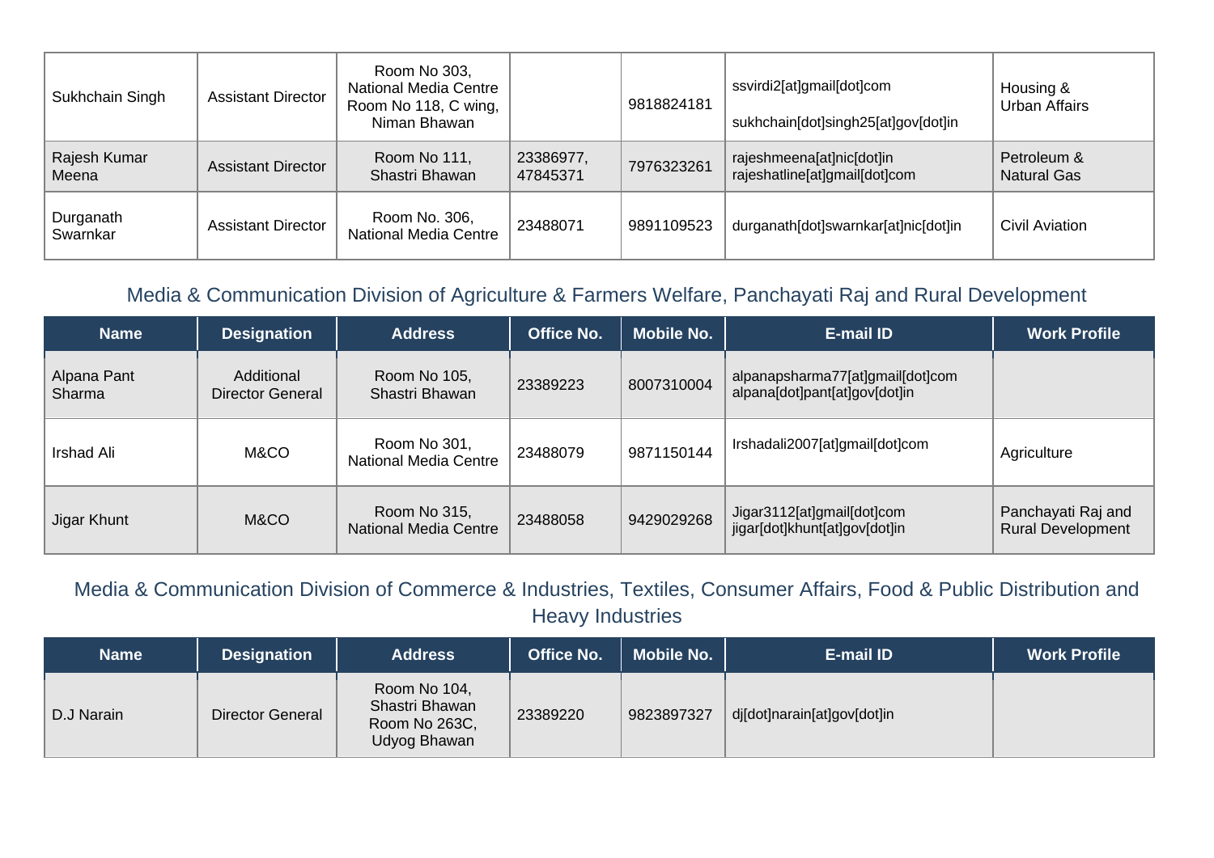| | | | | | | |
|---|---|---|---|---|---|---|
| Sukhchain Singh | Assistant Director | Room No 303, National Media Centre Room No 118, C wing, Niman Bhawan | | 9818824181 | ssvirdi2[at]gmail[dot]com sukhchain[dot]singh25[at]gov[dot]in | Housing & Urban Affairs |
| Rajesh Kumar Meena | Assistant Director | Room No 111, Shastri Bhawan | 23386977, 47845371 | 7976323261 | rajeshmeena[at]nic[dot]in rajeshatline[at]gmail[dot]com | Petroleum & Natural Gas |
| Durganath Swarnkar | Assistant Director | Room No. 306, National Media Centre | 23488071 | 9891109523 | durganath[dot]swarnkar[at]nic[dot]in | Civil Aviation |

## Media & Communication Division of Agriculture & Farmers Welfare, Panchayati Raj and Rural Development

| Name | Designation | Address | Office No. | Mobile No. | E-mail ID | Work Profile |
|---|---|---|---|---|---|---|
| Alpana Pant Sharma | Additional Director General | Room No 105, Shastri Bhawan | 23389223 | 8007310004 | alpanapsharma77[at]gmail[dot]com alpana[dot]pant[at]gov[dot]in | |
| Irshad Ali | M&CO | Room No 301, National Media Centre | 23488079 | 9871150144 | Irshadali2007[at]gmail[dot]com | Agriculture |
| Jigar Khunt | M&CO | Room No 315, National Media Centre | 23488058 | 9429029268 | Jigar3112[at]gmail[dot]com jigar[dot]khunt[at]gov[dot]in | Panchayati Raj and Rural Development |

## Media & Communication Division of Commerce & Industries, Textiles, Consumer Affairs, Food & Public Distribution and Heavy Industries

| Name | Designation | Address | Office No. | Mobile No. | E-mail ID | Work Profile |
|---|---|---|---|---|---|---|
| D.J Narain | Director General | Room No 104, Shastri Bhawan Room No 263C, Udyog Bhawan | 23389220 | 9823897327 | dj[dot]narain[at]gov[dot]in | |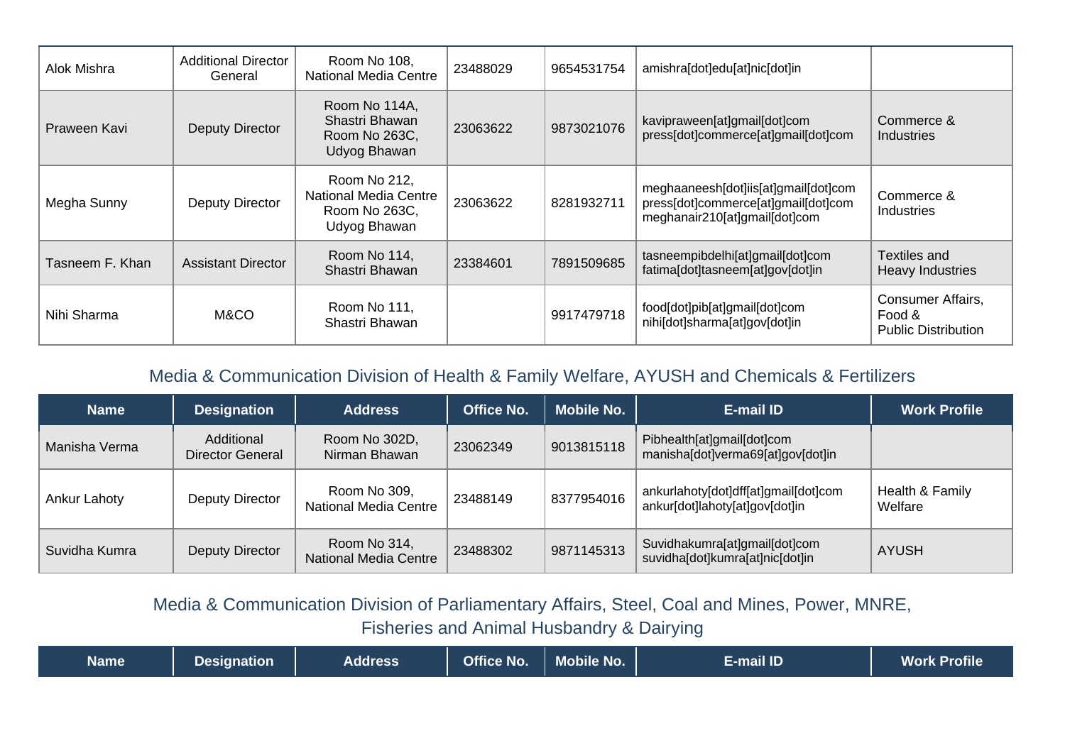| Name | Designation | Address | Office No. | Mobile No. | E-mail ID | Work Profile |
|---|---|---|---|---|---|---|
| Alok Mishra | Additional Director General | Room No 108, National Media Centre | 23488029 | 9654531754 | amishra[dot]edu[at]nic[dot]in | |
| Praween Kavi | Deputy Director | Room No 114A, Shastri Bhawan Room No 263C, Udyog Bhawan | 23063622 | 9873021076 | kavipraween[at]gmail[dot]com press[dot]commerce[at]gmail[dot]com | Commerce & Industries |
| Megha Sunny | Deputy Director | Room No 212, National Media Centre Room No 263C, Udyog Bhawan | 23063622 | 8281932711 | meghaaneesh[dot]iis[at]gmail[dot]com press[dot]commerce[at]gmail[dot]com meghanair210[at]gmail[dot]com | Commerce & Industries |
| Tasneem F. Khan | Assistant Director | Room No 114, Shastri Bhawan | 23384601 | 7891509685 | tasneempibdelhi[at]gmail[dot]com fatima[dot]tasneem[at]gov[dot]in | Textiles and Heavy Industries |
| Nihi Sharma | M&CO | Room No 111, Shastri Bhawan | | 9917479718 | food[dot]pib[at]gmail[dot]com nihi[dot]sharma[at]gov[dot]in | Consumer Affairs, Food & Public Distribution |

## Media & Communication Division of Health & Family Welfare, AYUSH and Chemicals & Fertilizers

| Name | Designation | Address | Office No. | Mobile No. | E-mail ID | Work Profile |
|---|---|---|---|---|---|---|
| Manisha Verma | Additional Director General | Room No 302D, Nirman Bhawan | 23062349 | 9013815118 | Pibhealth[at]gmail[dot]com manisha[dot]verma69[at]gov[dot]in | |
| Ankur Lahoty | Deputy Director | Room No 309, National Media Centre | 23488149 | 8377954016 | ankurlahoty[dot]dff[at]gmail[dot]com ankur[dot]lahoty[at]gov[dot]in | Health & Family Welfare |
| Suvidha Kumra | Deputy Director | Room No 314, National Media Centre | 23488302 | 9871145313 | Suvidhakumra[at]gmail[dot]com suvidha[dot]kumra[at]nic[dot]in | AYUSH |

## Media & Communication Division of Parliamentary Affairs, Steel, Coal and Mines, Power, MNRE, Fisheries and Animal Husbandry & Dairying

| Name | Designation | Address | Office No. | Mobile No. | E-mail ID | Work Profile |
|---|---|---|---|---|---|---|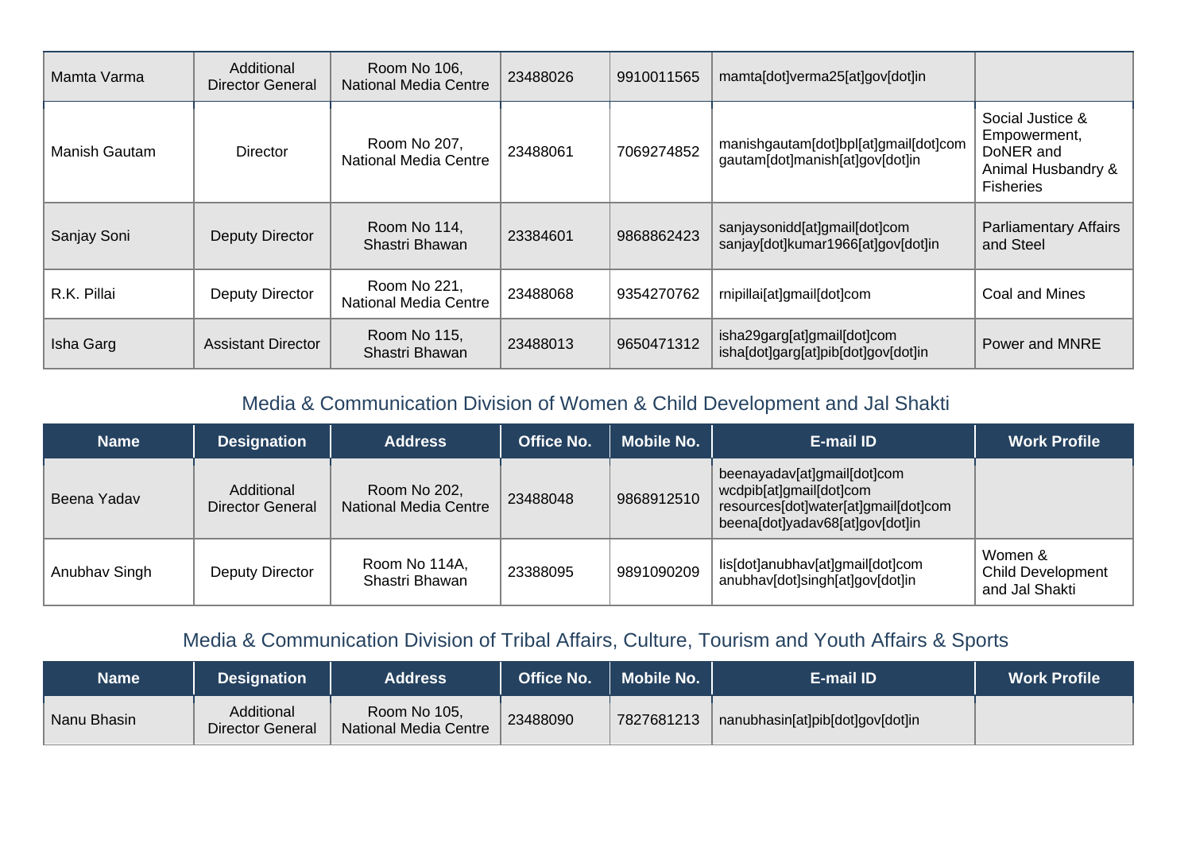| Name | Designation | Address | Office No. | Mobile No. | E-mail ID | Work Profile |
|---|---|---|---|---|---|---|
| Mamta Varma | Additional Director General | Room No 106, National Media Centre | 23488026 | 9910011565 | mamta[dot]verma25[at]gov[dot]in | |
| Manish Gautam | Director | Room No 207, National Media Centre | 23488061 | 7069274852 | manishgautam[dot]bpl[at]gmail[dot]com gautam[dot]manish[at]gov[dot]in | Social Justice & Empowerment, DoNER and Animal Husbandry & Fisheries |
| Sanjay Soni | Deputy Director | Room No 114, Shastri Bhawan | 23384601 | 9868862423 | sanjaysonidd[at]gmail[dot]com sanjay[dot]kumar1966[at]gov[dot]in | Parliamentary Affairs and Steel |
| R.K. Pillai | Deputy Director | Room No 221, National Media Centre | 23488068 | 9354270762 | rnipillai[at]gmail[dot]com | Coal and Mines |
| Isha Garg | Assistant Director | Room No 115, Shastri Bhawan | 23488013 | 9650471312 | isha29garg[at]gmail[dot]com isha[dot]garg[at]pib[dot]gov[dot]in | Power and MNRE |

## Media & Communication Division of Women & Child Development and Jal Shakti

| Name | Designation | Address | Office No. | Mobile No. | E-mail ID | Work Profile |
|---|---|---|---|---|---|---|
| Beena Yadav | Additional Director General | Room No 202, National Media Centre | 23488048 | 9868912510 | beenayadav[at]gmail[dot]com wcdpib[at]gmail[dot]com resources[dot]water[at]gmail[dot]com beena[dot]yadav68[at]gov[dot]in | |
| Anubhav Singh | Deputy Director | Room No 114A, Shastri Bhawan | 23388095 | 9891090209 | iis[dot]anubhav[at]gmail[dot]com anubhav[dot]singh[at]gov[dot]in | Women & Child Development and Jal Shakti |

## Media & Communication Division of Tribal Affairs, Culture, Tourism and Youth Affairs & Sports

| Name | Designation | Address | Office No. | Mobile No. | E-mail ID | Work Profile |
|---|---|---|---|---|---|---|
| Nanu Bhasin | Additional Director General | Room No 105, National Media Centre | 23488090 | 7827681213 | nanubhasin[at]pib[dot]gov[dot]in | |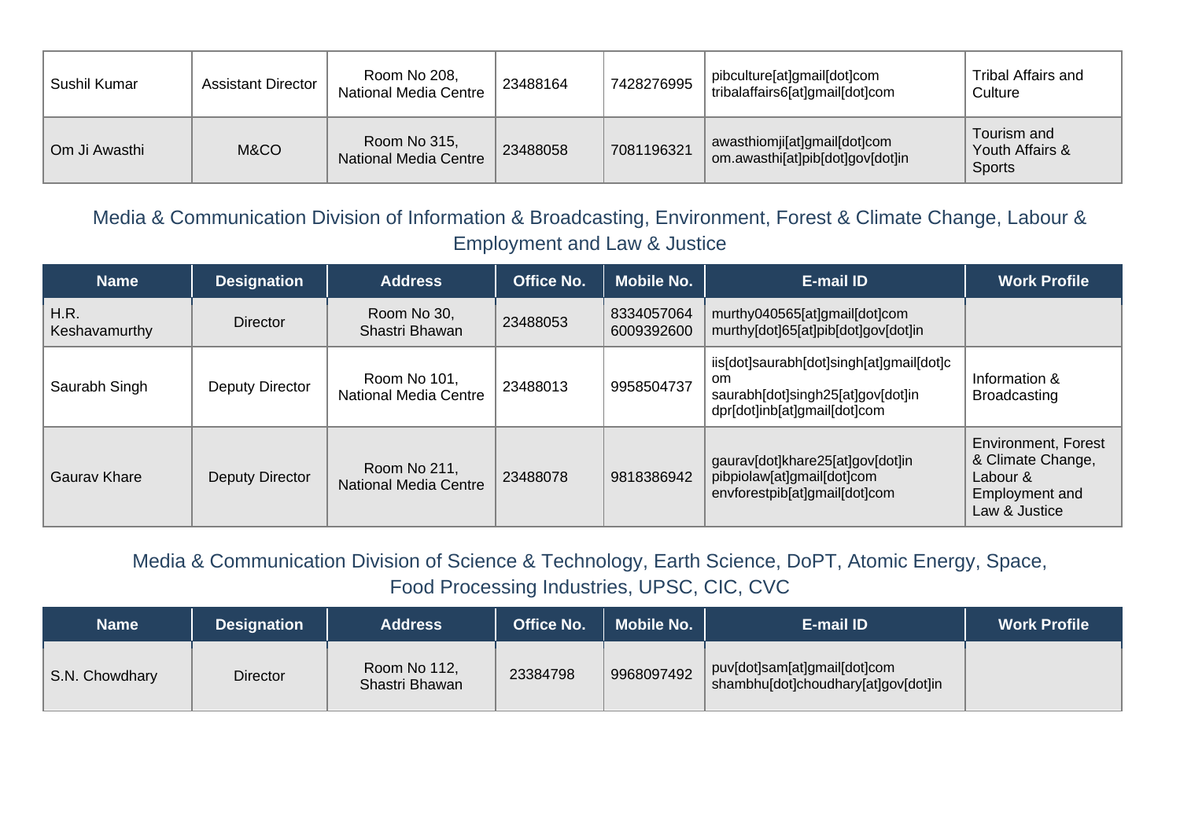| Name | Designation | Address | Office No. | Mobile No. | E-mail ID | Work Profile |
|---|---|---|---|---|---|---|
| Sushil Kumar | Assistant Director | Room No 208, National Media Centre | 23488164 | 7428276995 | pibculture[at]gmail[dot]com tribalaffairs6[at]gmail[dot]com | Tribal Affairs and Culture |
| Om Ji Awasthi | M&CO | Room No 315, National Media Centre | 23488058 | 7081196321 | awasthiomji[at]gmail[dot]com om.awasthi[at]pib[dot]gov[dot]in | Tourism and Youth Affairs & Sports |

## Media & Communication Division of Information & Broadcasting, Environment, Forest & Climate Change, Labour & Employment and Law & Justice

| Name | Designation | Address | Office No. | Mobile No. | E-mail ID | Work Profile |
|---|---|---|---|---|---|---|
| H.R. Keshavamurthy | Director | Room No 30, Shastri Bhawan | 23488053 | 8334057064 6009392600 | murthy040565[at]gmail[dot]com murthy[dot]65[at]pib[dot]gov[dot]in | |
| Saurabh Singh | Deputy Director | Room No 101, National Media Centre | 23488013 | 9958504737 | iis[dot]saurabh[dot]singh[at]gmail[dot]com saurabh[dot]singh25[at]gov[dot]in dpr[dot]inb[at]gmail[dot]com | Information & Broadcasting |
| Gaurav Khare | Deputy Director | Room No 211, National Media Centre | 23488078 | 9818386942 | gaurav[dot]khare25[at]gov[dot]in pibpiolaw[at]gmail[dot]com envforestpib[at]gmail[dot]com | Environment, Forest & Climate Change, Labour & Employment and Law & Justice |

## Media & Communication Division of Science & Technology, Earth Science, DoPT, Atomic Energy, Space, Food Processing Industries, UPSC, CIC, CVC

| Name | Designation | Address | Office No. | Mobile No. | E-mail ID | Work Profile |
|---|---|---|---|---|---|---|
| S.N. Chowdhary | Director | Room No 112, Shastri Bhawan | 23384798 | 9968097492 | puv[dot]sam[at]gmail[dot]com shambhu[dot]choudhary[at]gov[dot]in | |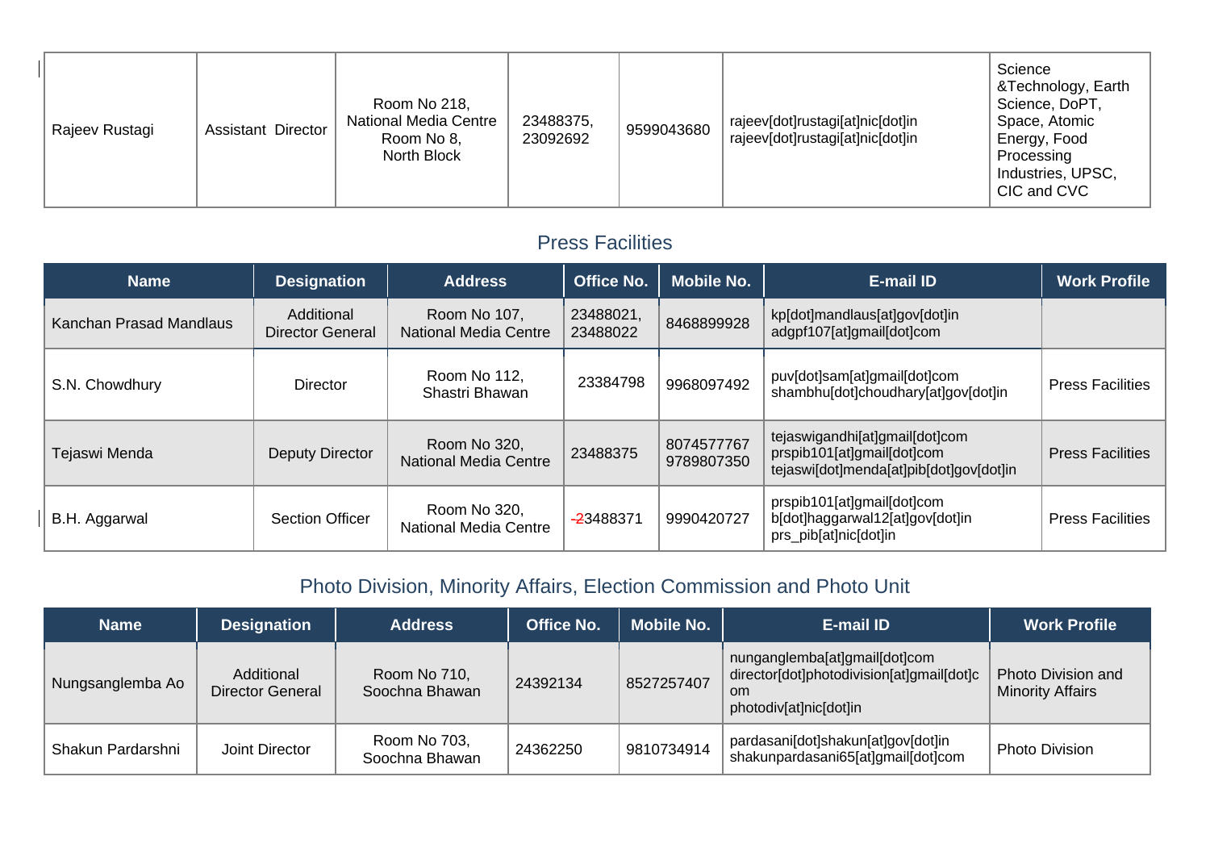| Rajeev Rustagi | Assistant Director | Room No 218, National Media Centre Room No 8, North Block | 23488375, 23092692 | 9599043680 | rajeev[dot]rustagi[at]nic[dot]in rajeev[dot]rustagi[at]nic[dot]in | Science &Technology, Earth Science, DoPT, Space, Atomic Energy, Food Processing Industries, UPSC, CIC and CVC |
|---|---|---|---|---|---|---|

## Press Facilities

| Name | Designation | Address | Office No. | Mobile No. | E-mail ID | Work Profile |
|---|---|---|---|---|---|---|
| Kanchan Prasad Mandlaus | Additional Director General | Room No 107, National Media Centre | 23488021, 23488022 | 8468899928 | kp[dot]mandlaus[at]gov[dot]in adgpf107[at]gmail[dot]com | |
| S.N. Chowdhury | Director | Room No 112, Shastri Bhawan | 23384798 | 9968097492 | puv[dot]sam[at]gmail[dot]com shambhu[dot]choudhary[at]gov[dot]in | Press Facilities |
| Tejaswi Menda | Deputy Director | Room No 320, National Media Centre | 23488375 | 8074577767 9789807350 | tejaswigandhi[at]gmail[dot]com prspib101[at]gmail[dot]com tejaswi[dot]menda[at]pib[dot]gov[dot]in | Press Facilities |
| B.H. Aggarwal | Section Officer | Room No 320, National Media Centre | 23488371 | 9990420727 | prspib101[at]gmail[dot]com b[dot]haggarwal12[at]gov[dot]in prs_pib[at]nic[dot]in | Press Facilities |

## Photo Division, Minority Affairs, Election Commission and Photo Unit

| Name | Designation | Address | Office No. | Mobile No. | E-mail ID | Work Profile |
|---|---|---|---|---|---|---|
| Nungsanglemba Ao | Additional Director General | Room No 710, Soochna Bhawan | 24392134 | 8527257407 | nunganglemba[at]gmail[dot]com director[dot]photodivision[at]gmail[dot]com photodiv[at]nic[dot]in | Photo Division and Minority Affairs |
| Shakun Pardarshni | Joint Director | Room No 703, Soochna Bhawan | 24362250 | 9810734914 | pardasani[dot]shakun[at]gov[dot]in shakunpardasani65[at]gmail[dot]com | Photo Division |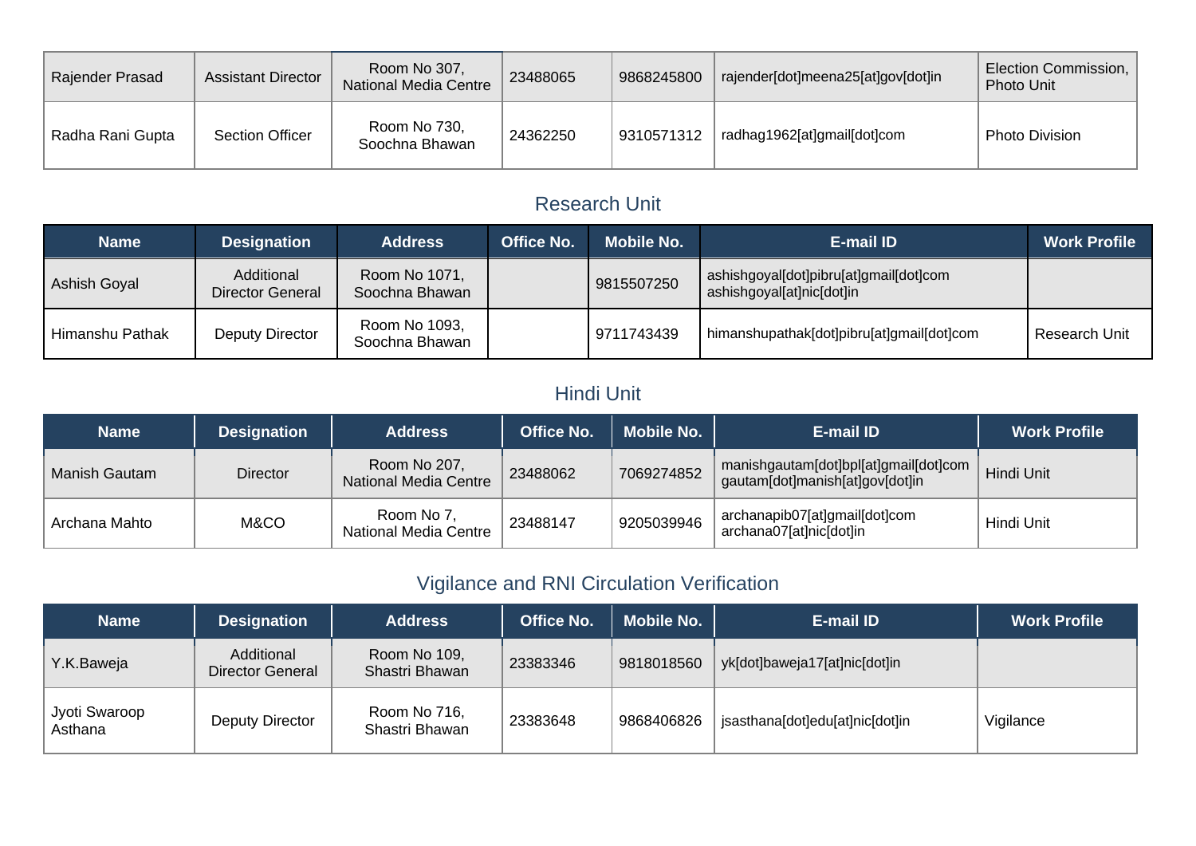| Name | Designation | Address | Office No. | Mobile No. | E-mail ID | Work Profile |
|---|---|---|---|---|---|---|
| Rajender Prasad | Assistant Director | Room No 307, National Media Centre | 23488065 | 9868245800 | rajender[dot]meena25[at]gov[dot]in | Election Commission, Photo Unit |
| Radha Rani Gupta | Section Officer | Room No 730, Soochna Bhawan | 24362250 | 9310571312 | radhag1962[at]gmail[dot]com | Photo Division |

## Research Unit

| Name | Designation | Address | Office No. | Mobile No. | E-mail ID | Work Profile |
|---|---|---|---|---|---|---|
| Ashish Goyal | Additional Director General | Room No 1071, Soochna Bhawan | | 9815507250 | ashishgoyal[dot]pibru[at]gmail[dot]com ashishgoyal[at]nic[dot]in | |
| Himanshu Pathak | Deputy Director | Room No 1093, Soochna Bhawan | | 9711743439 | himanshupathak[dot]pibru[at]gmail[dot]com | Research Unit |

## Hindi Unit

| Name | Designation | Address | Office No. | Mobile No. | E-mail ID | Work Profile |
|---|---|---|---|---|---|---|
| Manish Gautam | Director | Room No 207, National Media Centre | 23488062 | 7069274852 | manishgautam[dot]bpl[at]gmail[dot]com gautam[dot]manish[at]gov[dot]in | Hindi Unit |
| Archana Mahto | M&CO | Room No 7, National Media Centre | 23488147 | 9205039946 | archanapib07[at]gmail[dot]com archana07[at]nic[dot]in | Hindi Unit |

## Vigilance and RNI Circulation Verification

| Name | Designation | Address | Office No. | Mobile No. | E-mail ID | Work Profile |
|---|---|---|---|---|---|---|
| Y.K.Baweja | Additional Director General | Room No 109, Shastri Bhawan | 23383346 | 9818018560 | yk[dot]baweja17[at]nic[dot]in | |
| Jyoti Swaroop Asthana | Deputy Director | Room No 716, Shastri Bhawan | 23383648 | 9868406826 | jsasthana[dot]edu[at]nic[dot]in | Vigilance |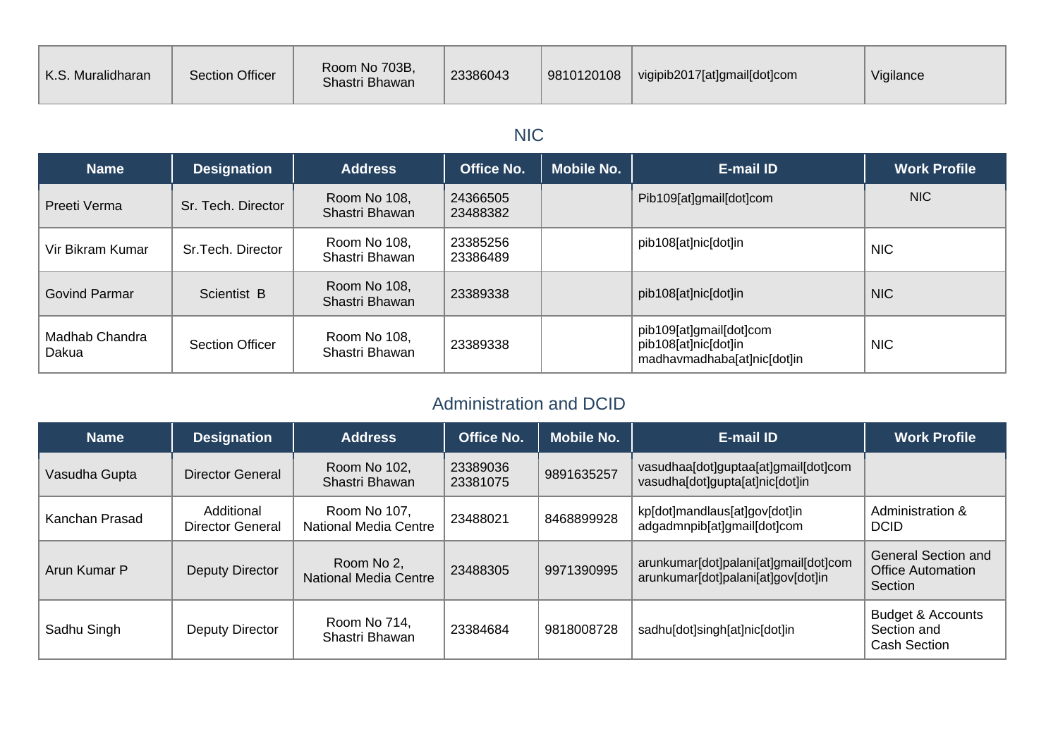| K.S. Muralidharan | Section Officer | Room No 703B, Shastri Bhawan | 23386043 | 9810120108 | vigipib2017[at]gmail[dot]com | Vigilance |
|---|---|---|---|---|---|---|

## NIC

| Name | Designation | Address | Office No. | Mobile No. | E-mail ID | Work Profile |
|---|---|---|---|---|---|---|
| Preeti Verma | Sr. Tech. Director | Room No 108, Shastri Bhawan | 24366505 23488382 | | Pib109[at]gmail[dot]com | NIC |
| Vir Bikram Kumar | Sr.Tech. Director | Room No 108, Shastri Bhawan | 23385256 23386489 | | pib108[at]nic[dot]in | NIC |
| Govind Parmar | Scientist B | Room No 108, Shastri Bhawan | 23389338 | | pib108[at]nic[dot]in | NIC |
| Madhab Chandra Dakua | Section Officer | Room No 108, Shastri Bhawan | 23389338 | | pib109[at]gmail[dot]com pib108[at]nic[dot]in madhavmadhaba[at]nic[dot]in | NIC |

## Administration and DCID

| Name | Designation | Address | Office No. | Mobile No. | E-mail ID | Work Profile |
|---|---|---|---|---|---|---|
| Vasudha Gupta | Director General | Room No 102, Shastri Bhawan | 23389036 23381075 | 9891635257 | vasudhaa[dot]guptaa[at]gmail[dot]com vasudha[dot]gupta[at]nic[dot]in | |
| Kanchan Prasad | Additional Director General | Room No 107, National Media Centre | 23488021 | 8468899928 | kp[dot]mandlaus[at]gov[dot]in adgadmnpib[at]gmail[dot]com | Administration & DCID |
| Arun Kumar P | Deputy Director | Room No 2, National Media Centre | 23488305 | 9971390995 | arunkumar[dot]palani[at]gmail[dot]com arunkumar[dot]palani[at]gov[dot]in | General Section and Office Automation Section |
| Sadhu Singh | Deputy Director | Room No 714, Shastri Bhawan | 23384684 | 9818008728 | sadhu[dot]singh[at]nic[dot]in | Budget & Accounts Section and Cash Section |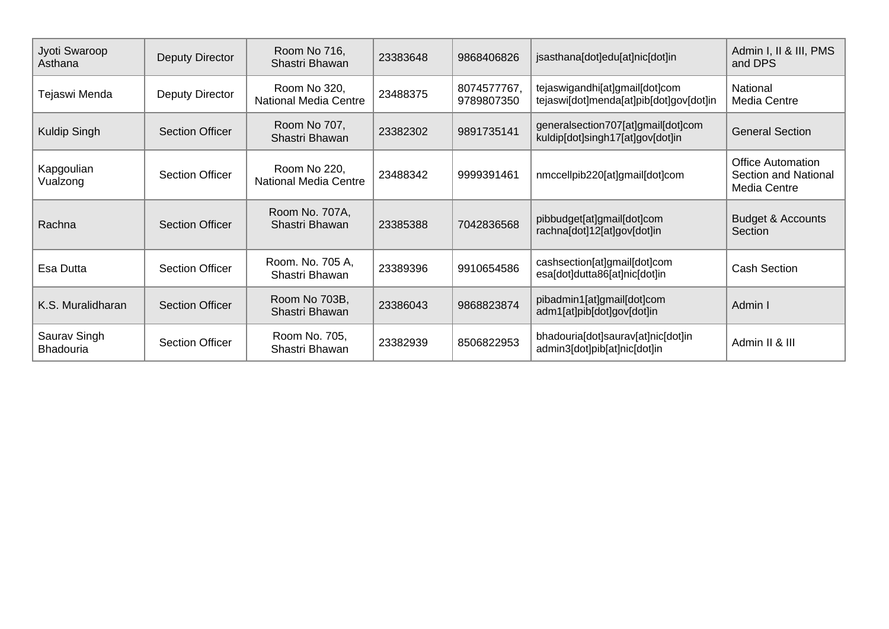| | | | | | | |
|---|---|---|---|---|---|---|
| Jyoti Swaroop Asthana | Deputy Director | Room No 716, Shastri Bhawan | 23383648 | 9868406826 | jsasthana[dot]edu[at]nic[dot]in | Admin I, II & III, PMS and DPS |
| Tejaswi Menda | Deputy Director | Room No 320, National Media Centre | 23488375 | 8074577767, 9789807350 | tejaswigandhi[at]gmail[dot]com tejaswi[dot]menda[at]pib[dot]gov[dot]in | National Media Centre |
| Kuldip Singh | Section Officer | Room No 707, Shastri Bhawan | 23382302 | 9891735141 | generalsection707[at]gmail[dot]com kuldip[dot]singh17[at]gov[dot]in | General Section |
| Kapgoulian Vualzong | Section Officer | Room No 220, National Media Centre | 23488342 | 9999391461 | nmccellpib220[at]gmail[dot]com | Office Automation Section and National Media Centre |
| Rachna | Section Officer | Room No. 707A, Shastri Bhawan | 23385388 | 7042836568 | pibbudget[at]gmail[dot]com rachna[dot]12[at]gov[dot]in | Budget & Accounts Section |
| Esa Dutta | Section Officer | Room. No. 705 A, Shastri Bhawan | 23389396 | 9910654586 | cashsection[at]gmail[dot]com esa[dot]dutta86[at]nic[dot]in | Cash Section |
| K.S. Muralidharan | Section Officer | Room No 703B, Shastri Bhawan | 23386043 | 9868823874 | pibadmin1[at]gmail[dot]com adm1[at]pib[dot]gov[dot]in | Admin I |
| Saurav Singh Bhadouria | Section Officer | Room No. 705, Shastri Bhawan | 23382939 | 8506822953 | bhadouria[dot]saurav[at]nic[dot]in admin3[dot]pib[at]nic[dot]in | Admin II & III |